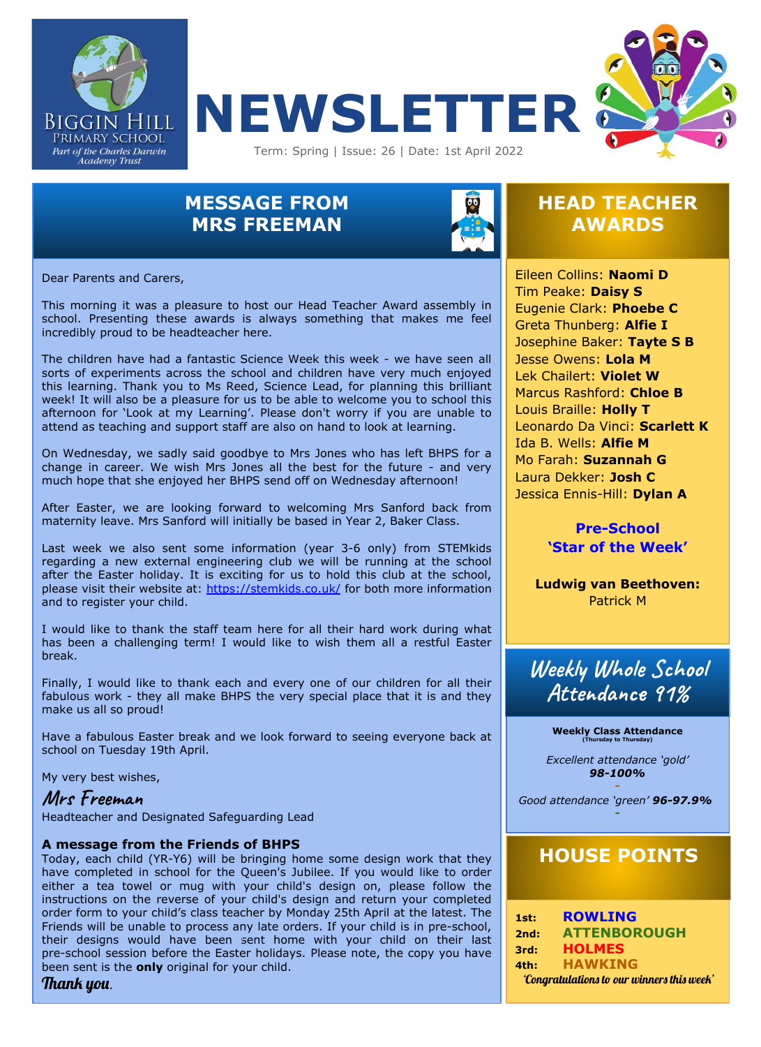BIGGIN HILL PRIMARY SCHOOL
Part of the Charles Darwin Academy Trust

# NEWSLETTER

Term: Spring | Issue: 26 | Date: 1st April 2022

## MESSAGE FROM MRS FREEMAN

Dear Parents and Carers,

This morning it was a pleasure to host our Head Teacher Award assembly in school. Presenting these awards is always something that makes me feel incredibly proud to be headteacher here.

The children have had a fantastic Science Week this week - we have seen all sorts of experiments across the school and children have very much enjoyed this learning. Thank you to Ms Reed, Science Lead, for planning this brilliant week! It will also be a pleasure for us to be able to welcome you to school this afternoon for 'Look at my Learning'. Please don't worry if you are unable to attend as teaching and support staff are also on hand to look at learning.

On Wednesday, we sadly said goodbye to Mrs Jones who has left BHPS for a change in career. We wish Mrs Jones all the best for the future - and very much hope that she enjoyed her BHPS send off on Wednesday afternoon!

After Easter, we are looking forward to welcoming Mrs Sanford back from maternity leave. Mrs Sanford will initially be based in Year 2, Baker Class.

Last week we also sent some information (year 3-6 only) from STEMkids regarding a new external engineering club we will be running at the school after the Easter holiday. It is exciting for us to hold this club at the school, please visit their website at: https://stemkids.co.uk/ for both more information and to register your child.

I would like to thank the staff team here for all their hard work during what has been a challenging term! I would like to wish them all a restful Easter break.

Finally, I would like to thank each and every one of our children for all their fabulous work - they all make BHPS the very special place that it is and they make us all so proud!

Have a fabulous Easter break and we look forward to seeing everyone back at school on Tuesday 19th April.

My very best wishes,

*Mrs Freeman*
Headteacher and Designated Safeguarding Lead

**A message from the Friends of BHPS**
Today, each child (YR-Y6) will be bringing home some design work that they have completed in school for the Queen's Jubilee. If you would like to order either a tea towel or mug with your child's design on, please follow the instructions on the reverse of your child's design and return your completed order form to your child's class teacher by Monday 25th April at the latest. The Friends will be unable to process any late orders. If your child is in pre-school, their designs would have been sent home with your child on their last pre-school session before the Easter holidays. Please note, the copy you have been sent is the **only** original for your child.

*Thank you.*

## HEAD TEACHER AWARDS

Eileen Collins: **Naomi D**
Tim Peake: **Daisy S**
Eugenie Clark: **Phoebe C**
Greta Thunberg: **Alfie I**
Josephine Baker: **Tayte S B**
Jesse Owens: **Lola M**
Lek Chailert: **Violet W**
Marcus Rashford: **Chloe B**
Louis Braille: **Holly T**
Leonardo Da Vinci: **Scarlett K**
Ida B. Wells: **Alfie M**
Mo Farah: **Suzannah G**
Laura Dekker: **Josh C**
Jessica Ennis-Hill: **Dylan A**

**Pre-School 'Star of the Week'**

**Ludwig van Beethoven:**
Patrick M

## Weekly Whole School Attendance 91%

**Weekly Class Attendance**
(Thursday to Thursday)

*Excellent attendance 'gold'* ***98-100%***
-

*Good attendance 'green'* ***96-97.9%***
-

## HOUSE POINTS

**1st:** **ROWLING**
**2nd:** **ATTENBOROUGH**
**3rd:** **HOLMES**
**4th:** **HAWKING**

*'Congratulations to our winners this week'*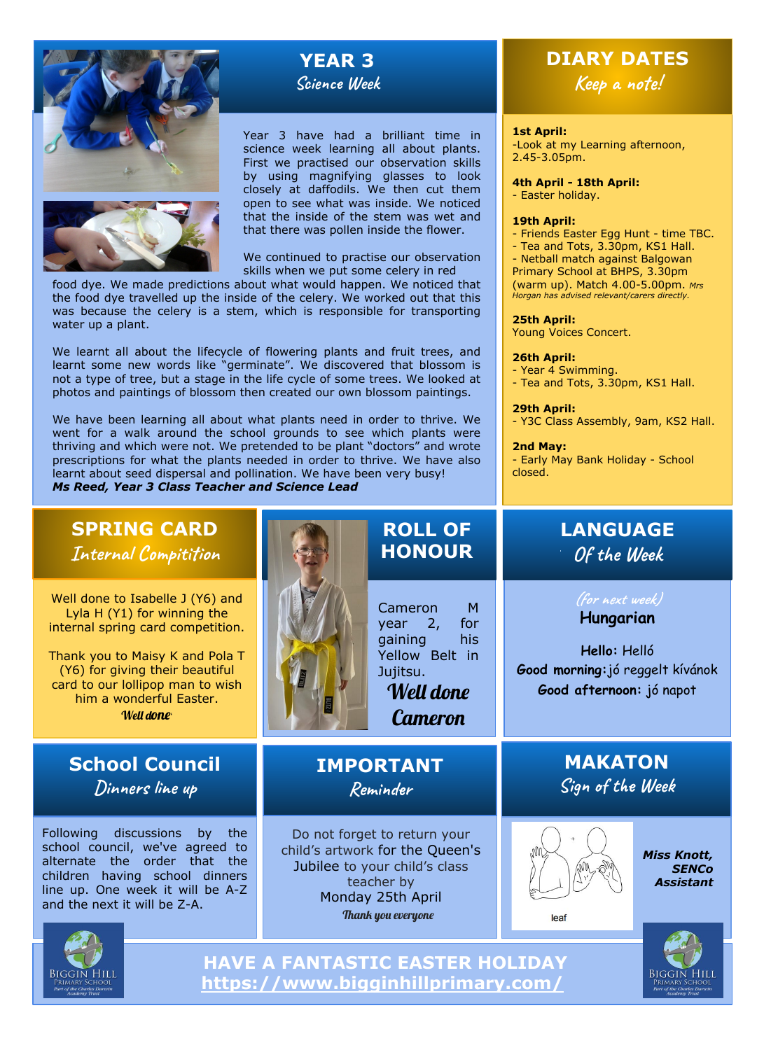## YEAR 3
*Science Week*

Year 3 have had a brilliant time in science week learning all about plants. First we practised our observation skills by using magnifying glasses to look closely at daffodils. We then cut them open to see what was inside. We noticed that the inside of the stem was wet and that there was pollen inside the flower.

We continued to practise our observation skills when we put some celery in red food dye. We made predictions about what would happen. We noticed that the food dye travelled up the inside of the celery. We worked out that this was because the celery is a stem, which is responsible for transporting water up a plant.

We learnt all about the lifecycle of flowering plants and fruit trees, and learnt some new words like "germinate". We discovered that blossom is not a type of tree, but a stage in the life cycle of some trees. We looked at photos and paintings of blossom then created our own blossom paintings.

We have been learning all about what plants need in order to thrive. We went for a walk around the school grounds to see which plants were thriving and which were not. We pretended to be plant "doctors" and wrote prescriptions for what the plants needed in order to thrive. We have also learnt about seed dispersal and pollination. We have been very busy!

***Ms Reed, Year 3 Class Teacher and Science Lead***

## DIARY DATES
*Keep a note!*

**1st April:**
-Look at my Learning afternoon, 2.45-3.05pm.

**4th April - 18th April:**
- Easter holiday.

**19th April:**
- Friends Easter Egg Hunt - time TBC.
- Tea and Tots, 3.30pm, KS1 Hall.
- Netball match against Balgowan Primary School at BHPS, 3.30pm (warm up). Match 4.00-5.00pm. *Mrs Horgan has advised relevant/carers directly.*

**25th April:**
Young Voices Concert.

**26th April:**
- Year 4 Swimming.
- Tea and Tots, 3.30pm, KS1 Hall.

**29th April:**
- Y3C Class Assembly, 9am, KS2 Hall.

**2nd May:**
- Early May Bank Holiday - School closed.

## SPRING CARD
*Internal Compitition*

Well done to Isabelle J (Y6) and Lyla H (Y1) for winning the internal spring card competition.

Thank you to Maisy K and Pola T (Y6) for giving their beautiful card to our lollipop man to wish him a wonderful Easter.

*Well done*

## ROLL OF HONOUR

Cameron M year 2, for gaining his Yellow Belt in Jujitsu.

**Well done Cameron**

## LANGUAGE
*Of the Week*

*(for next week)*

**Hungarian**

**Hello**: Helló
**Good morning**: jó reggelt kívánok
**Good afternoon**: jó napot

## School Council
*Dinners line up*

Following discussions by the school council, we've agreed to alternate the order that the children having school dinners line up. One week it will be A-Z and the next it will be Z-A.

## IMPORTANT
*Reminder*

Do not forget to return your child's artwork for the Queen's Jubilee to your child's class teacher by Monday 25th April

*Thank you everyone*

## MAKATON
*Sign of the Week*

leaf

***Miss Knott, SENCo Assistant***

**HAVE A FANTASTIC EASTER HOLIDAY**
https://www.bigginhillprimary.com/